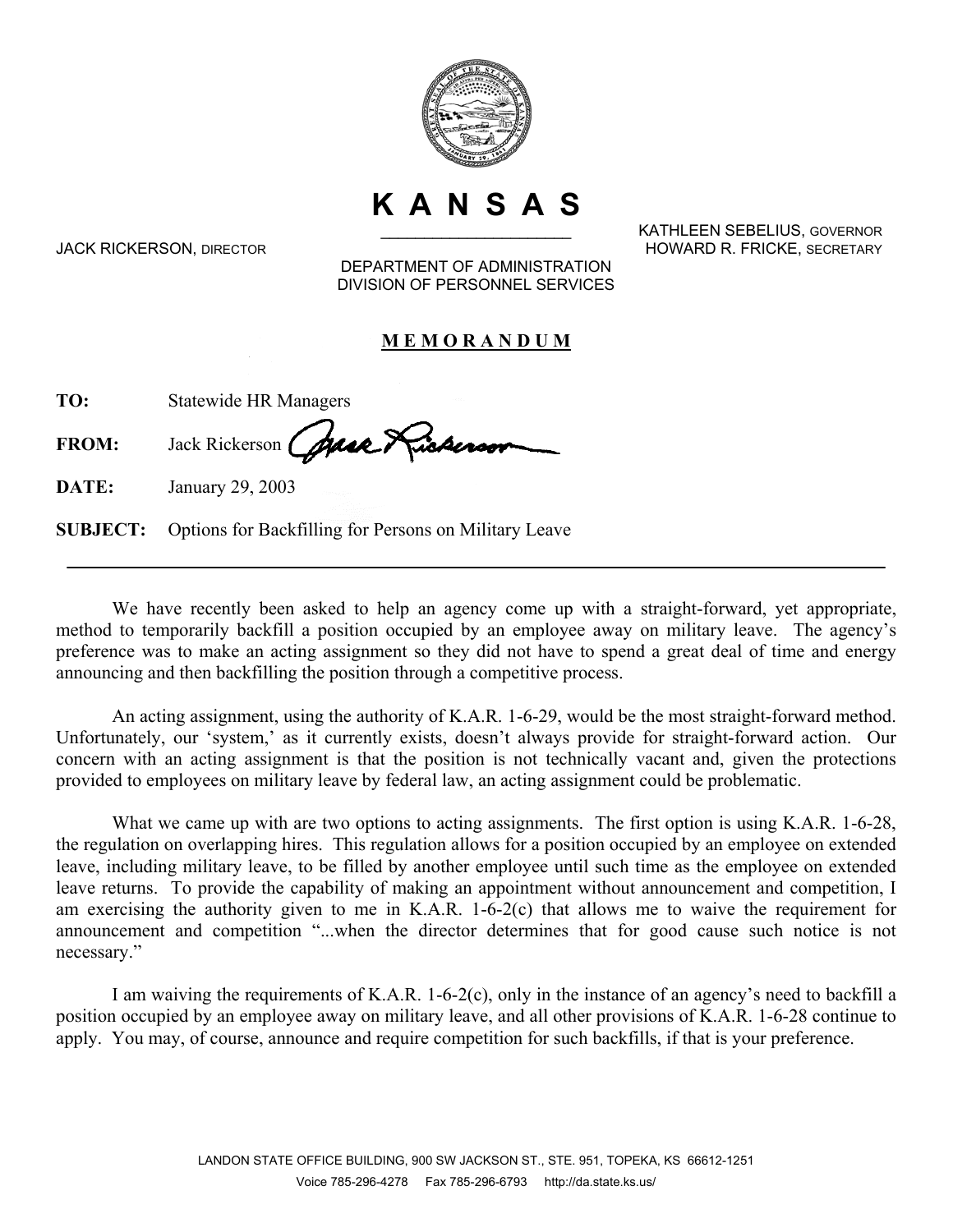# KANSAS

JACK RICKERSON, DIRECTOR

KATHLEEN SEBELIUS, GOVERNOR
HOWARD R. FRICKE, SECRETARY

DEPARTMENT OF ADMINISTRATION
DIVISION OF PERSONNEL SERVICES

## MEMORANDUM

**TO:** Statewide HR Managers

**FROM:** Jack Rickerson

**DATE:** January 29, 2003

**SUBJECT:** Options for Backfilling for Persons on Military Leave

---

We have recently been asked to help an agency come up with a straight-forward, yet appropriate, method to temporarily backfill a position occupied by an employee away on military leave. The agency's preference was to make an acting assignment so they did not have to spend a great deal of time and energy announcing and then backfilling the position through a competitive process.

An acting assignment, using the authority of K.A.R. 1-6-29, would be the most straight-forward method. Unfortunately, our 'system,' as it currently exists, doesn't always provide for straight-forward action. Our concern with an acting assignment is that the position is not technically vacant and, given the protections provided to employees on military leave by federal law, an acting assignment could be problematic.

What we came up with are two options to acting assignments. The first option is using K.A.R. 1-6-28, the regulation on overlapping hires. This regulation allows for a position occupied by an employee on extended leave, including military leave, to be filled by another employee until such time as the employee on extended leave returns. To provide the capability of making an appointment without announcement and competition, I am exercising the authority given to me in K.A.R. 1-6-2(c) that allows me to waive the requirement for announcement and competition "...when the director determines that for good cause such notice is not necessary."

I am waiving the requirements of K.A.R. 1-6-2(c), only in the instance of an agency's need to backfill a position occupied by an employee away on military leave, and all other provisions of K.A.R. 1-6-28 continue to apply. You may, of course, announce and require competition for such backfills, if that is your preference.

LANDON STATE OFFICE BUILDING, 900 SW JACKSON ST., STE. 951, TOPEKA, KS 66612-1251
Voice 785-296-4278 Fax 785-296-6793 http://da.state.ks.us/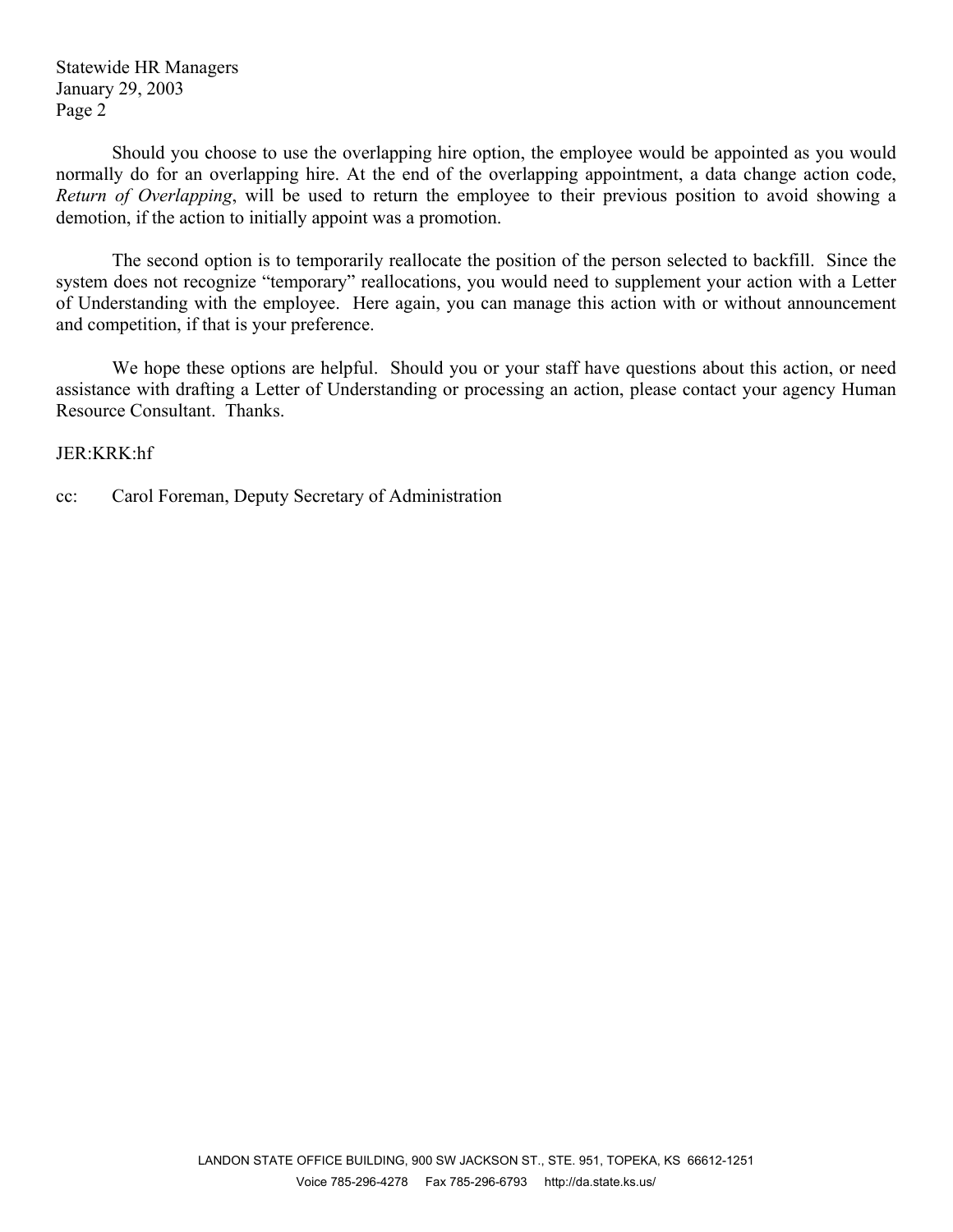Should you choose to use the overlapping hire option, the employee would be appointed as you would normally do for an overlapping hire. At the end of the overlapping appointment, a data change action code, *Return of Overlapping*, will be used to return the employee to their previous position to avoid showing a demotion, if the action to initially appoint was a promotion.

The second option is to temporarily reallocate the position of the person selected to backfill. Since the system does not recognize "temporary" reallocations, you would need to supplement your action with a Letter of Understanding with the employee. Here again, you can manage this action with or without announcement and competition, if that is your preference.

We hope these options are helpful. Should you or your staff have questions about this action, or need assistance with drafting a Letter of Understanding or processing an action, please contact your agency Human Resource Consultant. Thanks.

JER:KRK:hf

cc: Carol Foreman, Deputy Secretary of Administration